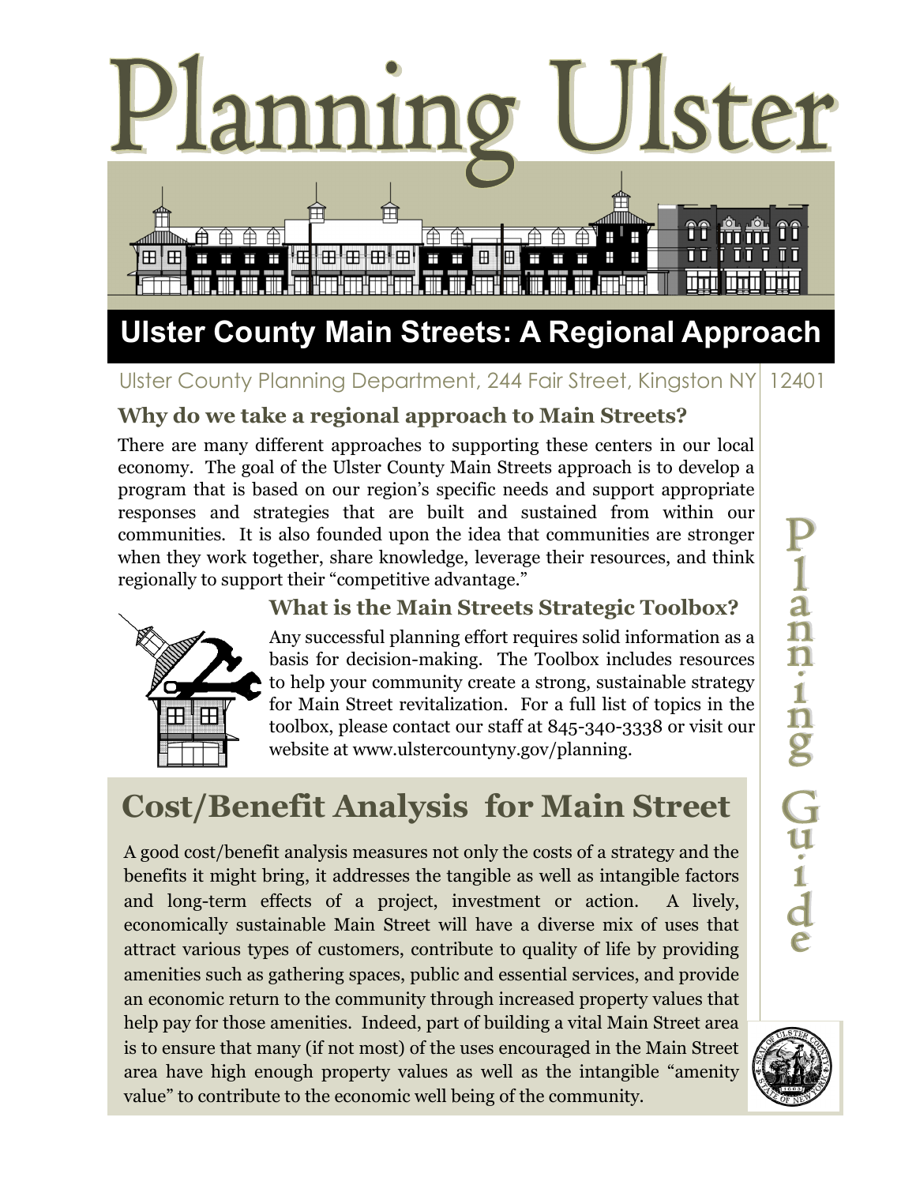# Planning Ulster

## Ulster County Main Streets: A Regional Approach

Ulster County Planning Department, 244 Fair Street, Kingston NY 12401

Planning Guide

### Why do we take a regional approach to Main Streets?

There are many different approaches to supporting these centers in our local economy. The goal of the Ulster County Main Streets approach is to develop a program that is based on our region's specific needs and support appropriate responses and strategies that are built and sustained from within our communities. It is also founded upon the idea that communities are stronger when they work together, share knowledge, leverage their resources, and think regionally to support their "competitive advantage."

### What is the Main Streets Strategic Toolbox?

Any successful planning effort requires solid information as a basis for decision-making. The Toolbox includes resources to help your community create a strong, sustainable strategy for Main Street revitalization. For a full list of topics in the toolbox, please contact our staff at 845-340-3338 or visit our website at www.ulstercountyny.gov/planning.

## Cost/Benefit Analysis for Main Street

A good cost/benefit analysis measures not only the costs of a strategy and the benefits it might bring, it addresses the tangible as well as intangible factors and long-term effects of a project, investment or action. A lively, economically sustainable Main Street will have a diverse mix of uses that attract various types of customers, contribute to quality of life by providing amenities such as gathering spaces, public and essential services, and provide an economic return to the community through increased property values that help pay for those amenities. Indeed, part of building a vital Main Street area is to ensure that many (if not most) of the uses encouraged in the Main Street area have high enough property values as well as the intangible "amenity value" to contribute to the economic well being of the community.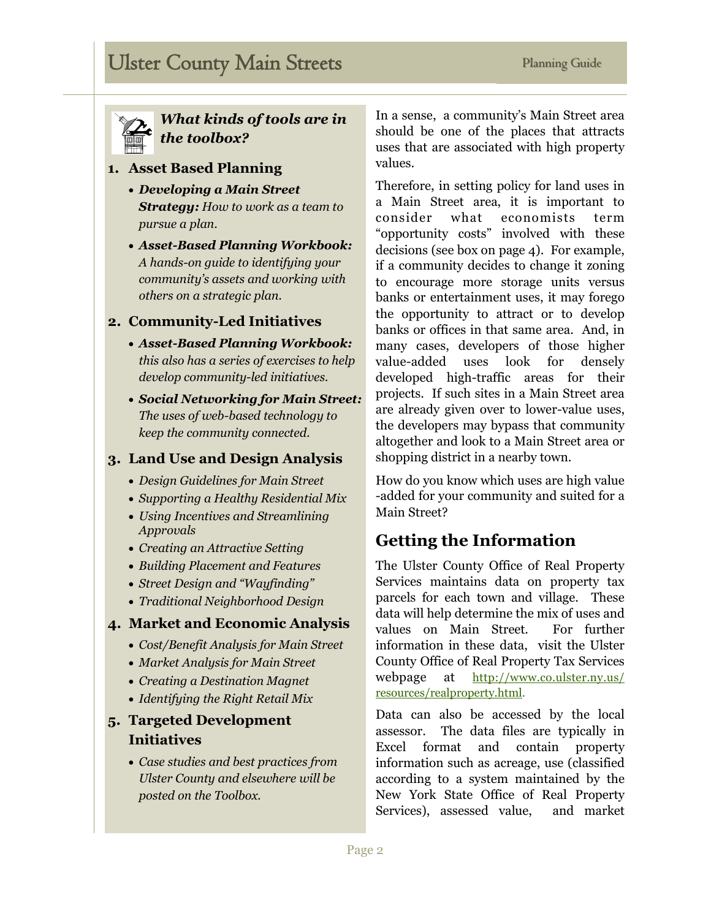### *What kinds of tools are in the toolbox?*

1. **Asset Based Planning**
   - ***Developing a Main Street Strategy:*** *How to work as a team to pursue a plan.*
   - ***Asset-Based Planning Workbook:*** *A hands-on guide to identifying your community's assets and working with others on a strategic plan.*

2. **Community-Led Initiatives**
   - ***Asset-Based Planning Workbook:*** *this also has a series of exercises to help develop community-led initiatives.*
   - ***Social Networking for Main Street:*** *The uses of web-based technology to keep the community connected.*

3. **Land Use and Design Analysis**
   - *Design Guidelines for Main Street*
   - *Supporting a Healthy Residential Mix*
   - *Using Incentives and Streamlining Approvals*
   - *Creating an Attractive Setting*
   - *Building Placement and Features*
   - *Street Design and "Wayfinding"*
   - *Traditional Neighborhood Design*

4. **Market and Economic Analysis**
   - *Cost/Benefit Analysis for Main Street*
   - *Market Analysis for Main Street*
   - *Creating a Destination Magnet*
   - *Identifying the Right Retail Mix*

5. **Targeted Development Initiatives**
   - *Case studies and best practices from Ulster County and elsewhere will be posted on the Toolbox.*

In a sense, a community's Main Street area should be one of the places that attracts uses that are associated with high property values.

Therefore, in setting policy for land uses in a Main Street area, it is important to consider what economists term "opportunity costs" involved with these decisions (see box on page 4). For example, if a community decides to change it zoning to encourage more storage units versus banks or entertainment uses, it may forego the opportunity to attract or to develop banks or offices in that same area. And, in many cases, developers of those higher value-added uses look for densely developed high-traffic areas for their projects. If such sites in a Main Street area are already given over to lower-value uses, the developers may bypass that community altogether and look to a Main Street area or shopping district in a nearby town.

How do you know which uses are high value -added for your community and suited for a Main Street?

## Getting the Information

The Ulster County Office of Real Property Services maintains data on property tax parcels for each town and village. These data will help determine the mix of uses and values on Main Street. For further information in these data, visit the Ulster County Office of Real Property Tax Services webpage at http://www.co.ulster.ny.us/resources/realproperty.html.

Data can also be accessed by the local assessor. The data files are typically in Excel format and contain property information such as acreage, use (classified according to a system maintained by the New York State Office of Real Property Services), assessed value, and market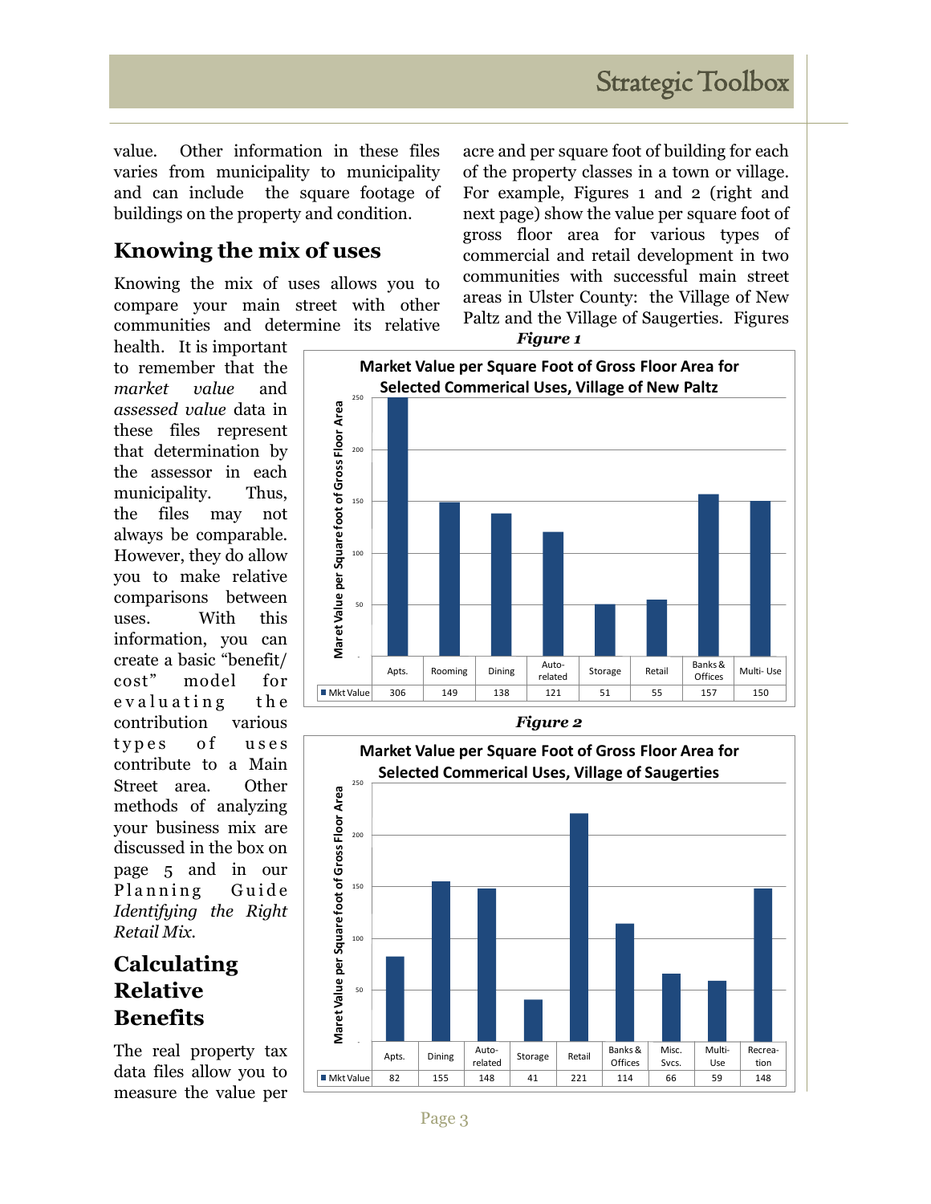value. Other information in these files varies from municipality to municipality and can include the square footage of buildings on the property and condition.

## Knowing the mix of uses

Knowing the mix of uses allows you to compare your main street with other communities and determine its relative health. It is important to remember that the *market value* and *assessed value* data in these files represent that determination by the assessor in each municipality. Thus, the files may not always be comparable. However, they do allow you to make relative comparisons between uses. With this information, you can create a basic "benefit/cost" model for evaluating the contribution various types of uses contribute to a Main Street area. Other methods of analyzing your business mix are discussed in the box on page 5 and in our Planning Guide *Identifying the Right Retail Mix.*

## Calculating Relative Benefits

The real property tax data files allow you to measure the value per acre and per square foot of building for each of the property classes in a town or village. For example, Figures 1 and 2 (right and next page) show the value per square foot of gross floor area for various types of commercial and retail development in two communities with successful main street areas in Ulster County: the Village of New Paltz and the Village of Saugerties. Figures

***Figure 1***

**Market Value per Square Foot of Gross Floor Area for Selected Commerical Uses, Village of New Paltz**

| | Apts. | Rooming | Dining | Auto-related | Storage | Retail | Banks & Offices | Multi- Use |
|---|---|---|---|---|---|---|---|---|
| Mkt Value | 306 | 149 | 138 | 121 | 51 | 55 | 157 | 150 |

***Figure 2***

**Market Value per Square Foot of Gross Floor Area for Selected Commerical Uses, Village of Saugerties**

| | Apts. | Dining | Auto-related | Storage | Retail | Banks & Offices | Misc. Svcs. | Multi-Use | Recreation |
|---|---|---|---|---|---|---|---|---|---|
| Mkt Value | 82 | 155 | 148 | 41 | 221 | 114 | 66 | 59 | 148 |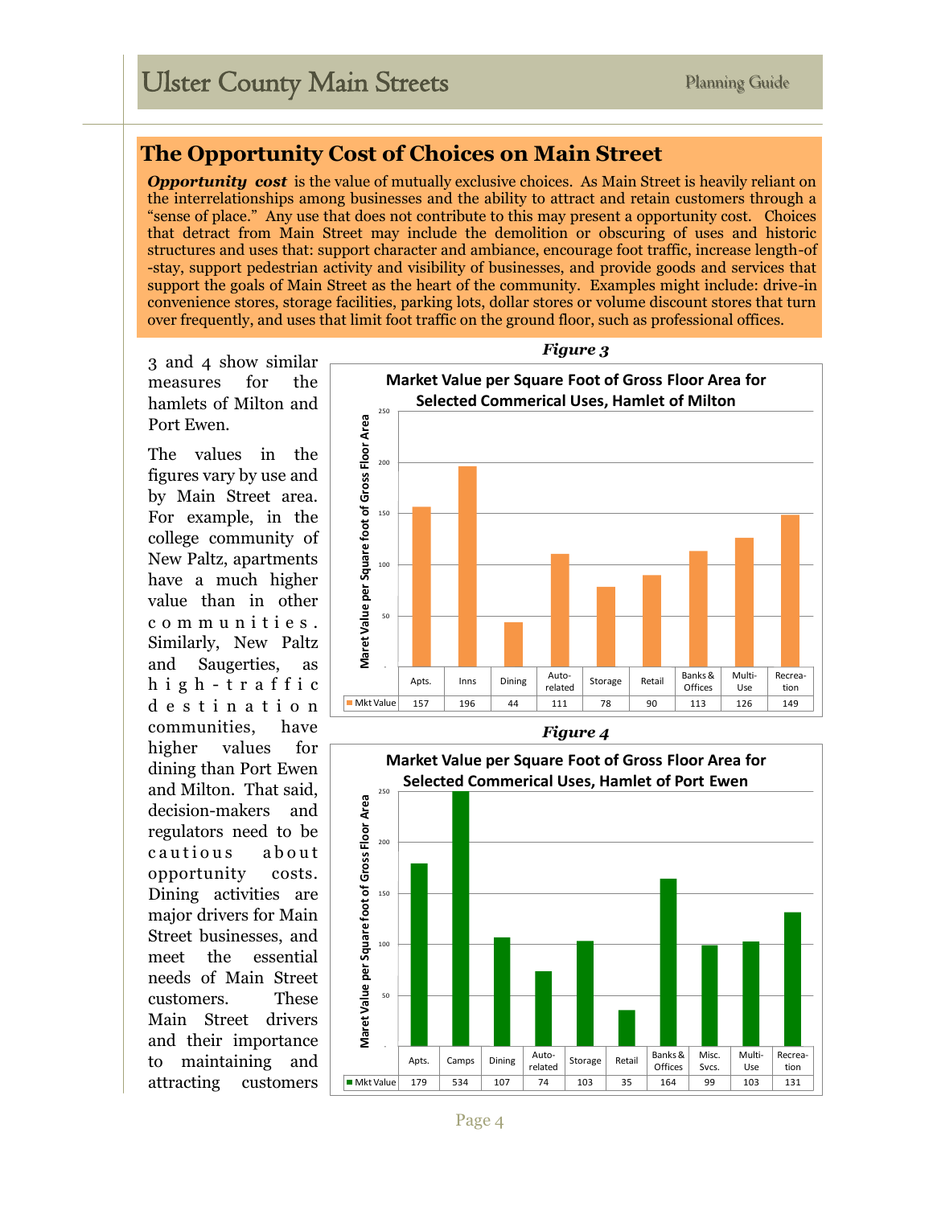## The Opportunity Cost of Choices on Main Street

***Opportunity cost*** is the value of mutually exclusive choices. As Main Street is heavily reliant on the interrelationships among businesses and the ability to attract and retain customers through a "sense of place." Any use that does not contribute to this may present a opportunity cost. Choices that detract from Main Street may include the demolition or obscuring of uses and historic structures and uses that: support character and ambiance, encourage foot traffic, increase length-of-stay, support pedestrian activity and visibility of businesses, and provide goods and services that support the goals of Main Street as the heart of the community. Examples might include: drive-in convenience stores, storage facilities, parking lots, dollar stores or volume discount stores that turn over frequently, and uses that limit foot traffic on the ground floor, such as professional offices.

3 and 4 show similar measures for the hamlets of Milton and Port Ewen.

The values in the figures vary by use and by Main Street area. For example, in the college community of New Paltz, apartments have a much higher value than in other communities. Similarly, New Paltz and Saugerties, as high-traffic destination communities, have higher values for dining than Port Ewen and Milton. That said, decision-makers and regulators need to be cautious about opportunity costs. Dining activities are major drivers for Main Street businesses, and meet the essential needs of Main Street customers. These Main Street drivers and their importance to maintaining and attracting customers

***Figure 3***

**Market Value per Square Foot of Gross Floor Area for Selected Commerical Uses, Hamlet of Milton**

| | Apts. | Inns | Dining | Auto-related | Storage | Retail | Banks & Offices | Multi-Use | Recreation |
|---|---|---|---|---|---|---|---|---|---|
| Mkt Value | 157 | 196 | 44 | 111 | 78 | 90 | 113 | 126 | 149 |

***Figure 4***

**Market Value per Square Foot of Gross Floor Area for Selected Commerical Uses, Hamlet of Port Ewen**

| | Apts. | Camps | Dining | Auto-related | Storage | Retail | Banks & Offices | Misc. Svcs. | Multi-Use | Recreation |
|---|---|---|---|---|---|---|---|---|---|---|
| Mkt Value | 179 | 534 | 107 | 74 | 103 | 35 | 164 | 99 | 103 | 131 |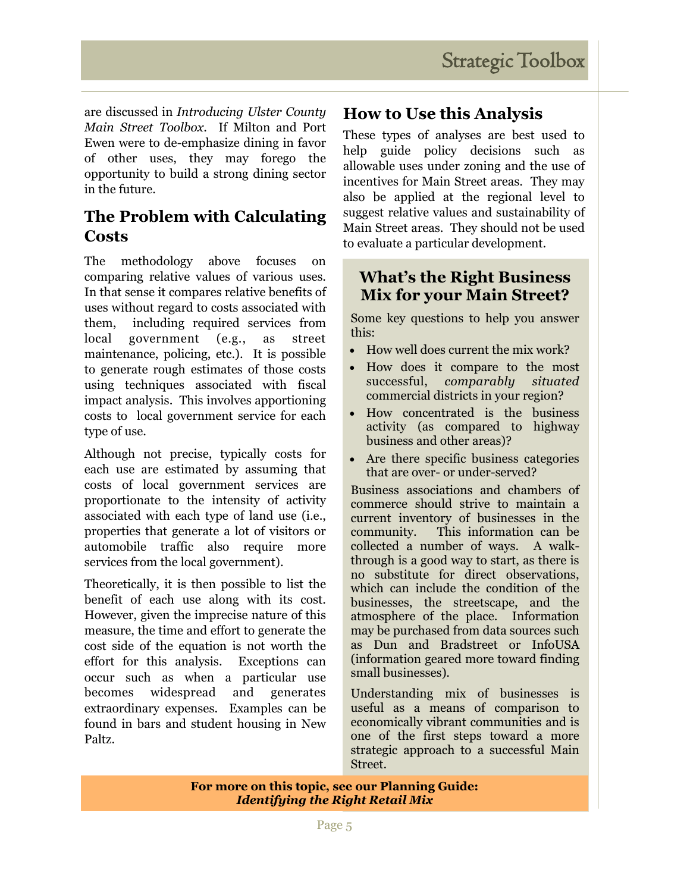are discussed in *Introducing Ulster County Main Street Toolbox*. If Milton and Port Ewen were to de-emphasize dining in favor of other uses, they may forego the opportunity to build a strong dining sector in the future.

## The Problem with Calculating Costs

The methodology above focuses on comparing relative values of various uses. In that sense it compares relative benefits of uses without regard to costs associated with them, including required services from local government (e.g., as street maintenance, policing, etc.). It is possible to generate rough estimates of those costs using techniques associated with fiscal impact analysis. This involves apportioning costs to local government service for each type of use.

Although not precise, typically costs for each use are estimated by assuming that costs of local government services are proportionate to the intensity of activity associated with each type of land use (i.e., properties that generate a lot of visitors or automobile traffic also require more services from the local government).

Theoretically, it is then possible to list the benefit of each use along with its cost. However, given the imprecise nature of this measure, the time and effort to generate the cost side of the equation is not worth the effort for this analysis. Exceptions can occur such as when a particular use becomes widespread and generates extraordinary expenses. Examples can be found in bars and student housing in New Paltz.

## How to Use this Analysis

These types of analyses are best used to help guide policy decisions such as allowable uses under zoning and the use of incentives for Main Street areas. They may also be applied at the regional level to suggest relative values and sustainability of Main Street areas. They should not be used to evaluate a particular development.

### What's the Right Business Mix for your Main Street?

Some key questions to help you answer this:

- How well does current the mix work?
- How does it compare to the most successful, *comparably situated* commercial districts in your region?
- How concentrated is the business activity (as compared to highway business and other areas)?
- Are there specific business categories that are over- or under-served?

Business associations and chambers of commerce should strive to maintain a current inventory of businesses in the community. This information can be collected a number of ways. A walk-through is a good way to start, as there is no substitute for direct observations, which can include the condition of the businesses, the streetscape, and the atmosphere of the place. Information may be purchased from data sources such as Dun and Bradstreet or InfoUSA (information geared more toward finding small businesses).

Understanding mix of businesses is useful as a means of comparison to economically vibrant communities and is one of the first steps toward a more strategic approach to a successful Main Street.

**For more on this topic, see our Planning Guide: *Identifying the Right Retail Mix***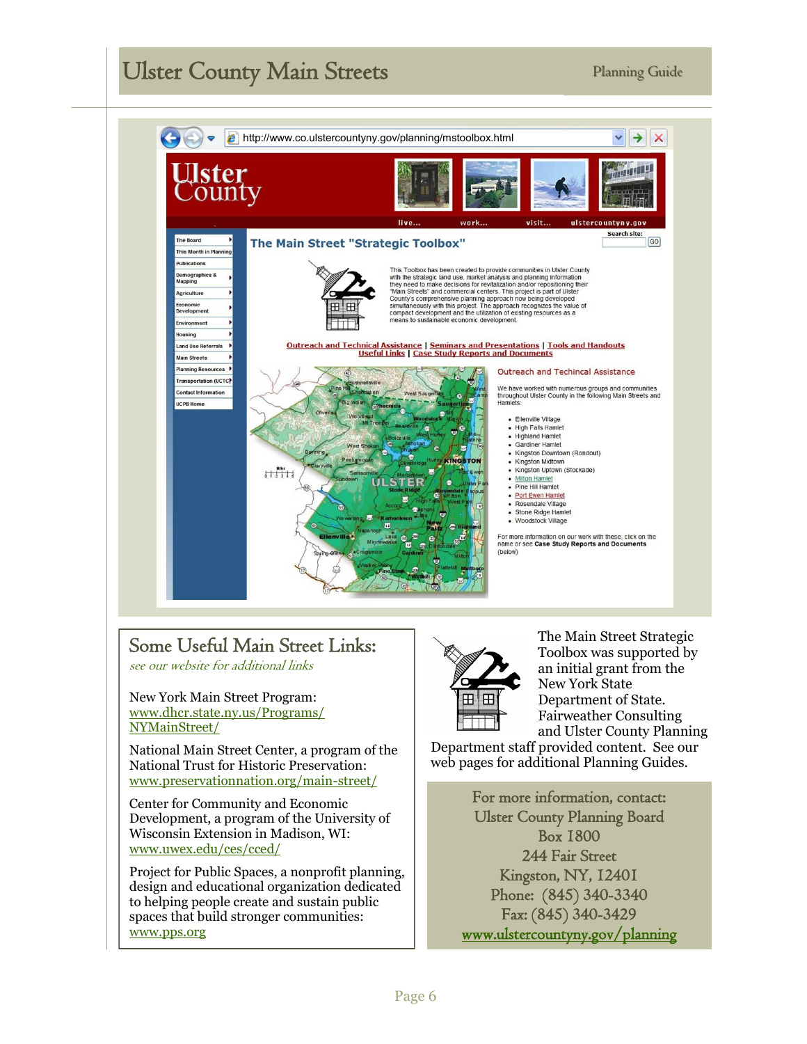http://www.co.ulstercountyny.gov/planning/mstoolbox.html

Ulster County

live... work... visit... ulstercountyny.gov

The Board
This Month in Planning
Publications
Demographics & Mapping
Agriculture
Economic Development
Environment
Housing
Land Use Referrals
Main Streets
Planning Resources
Transportation (UCTC)
Contact Information
UCPB Home

Search site: GO

## The Main Street "Strategic Toolbox"

This Toolbox has been created to provide communities in Ulster County with the strategic land use, market analysis and planning information they need to make decisions for revitalization and/or repositioning their "Main Streets" and commercial centers. This project is part of Ulster County's comprehensive planning approach now being developed simultaneously with this project. The approach recognizes the value of compact development and the utilization of existing resources as a means to sustainable economic development.

Outreach and Technical Assistance | Seminars and Presentations | Tools and Handouts
Useful Links | Case Study Reports and Documents

### Outreach and Techincal Assistance

We have worked with numerous groups and communities throughout Ulster County in the following Main Streets and Hamlets:

- Ellenville Village
- High Falls Hamlet
- Highland Hamlet
- Gardiner Hamlet
- Kingston Downtown (Rondout)
- Kingston Midtown
- Kingston Uptown (Stockade)
- Milton Hamlet
- Pine Hill Hamlet
- Port Ewen Hamlet
- Rosendale Village
- Stone Ridge Hamlet
- Woodstock Village

For more information on our work with these, click on the name or see **Case Study Reports and Documents** (below)

## Some Useful Main Street Links:

*see our website for additional links*

New York Main Street Program:
www.dhcr.state.ny.us/Programs/NYMainStreet/

National Main Street Center, a program of the National Trust for Historic Preservation:
www.preservationnation.org/main-street/

Center for Community and Economic Development, a program of the University of Wisconsin Extension in Madison, WI:
www.uwex.edu/ces/cced/

Project for Public Spaces, a nonprofit planning, design and educational organization dedicated to helping people create and sustain public spaces that build stronger communities:
www.pps.org

The Main Street Strategic Toolbox was supported by an initial grant from the New York State Department of State. Fairweather Consulting and Ulster County Planning Department staff provided content. See our web pages for additional Planning Guides.

For more information, contact:
Ulster County Planning Board
Box 1800
244 Fair Street
Kingston, NY, 12401
Phone: (845) 340-3340
Fax: (845) 340-3429
www.ulstercountyny.gov/planning